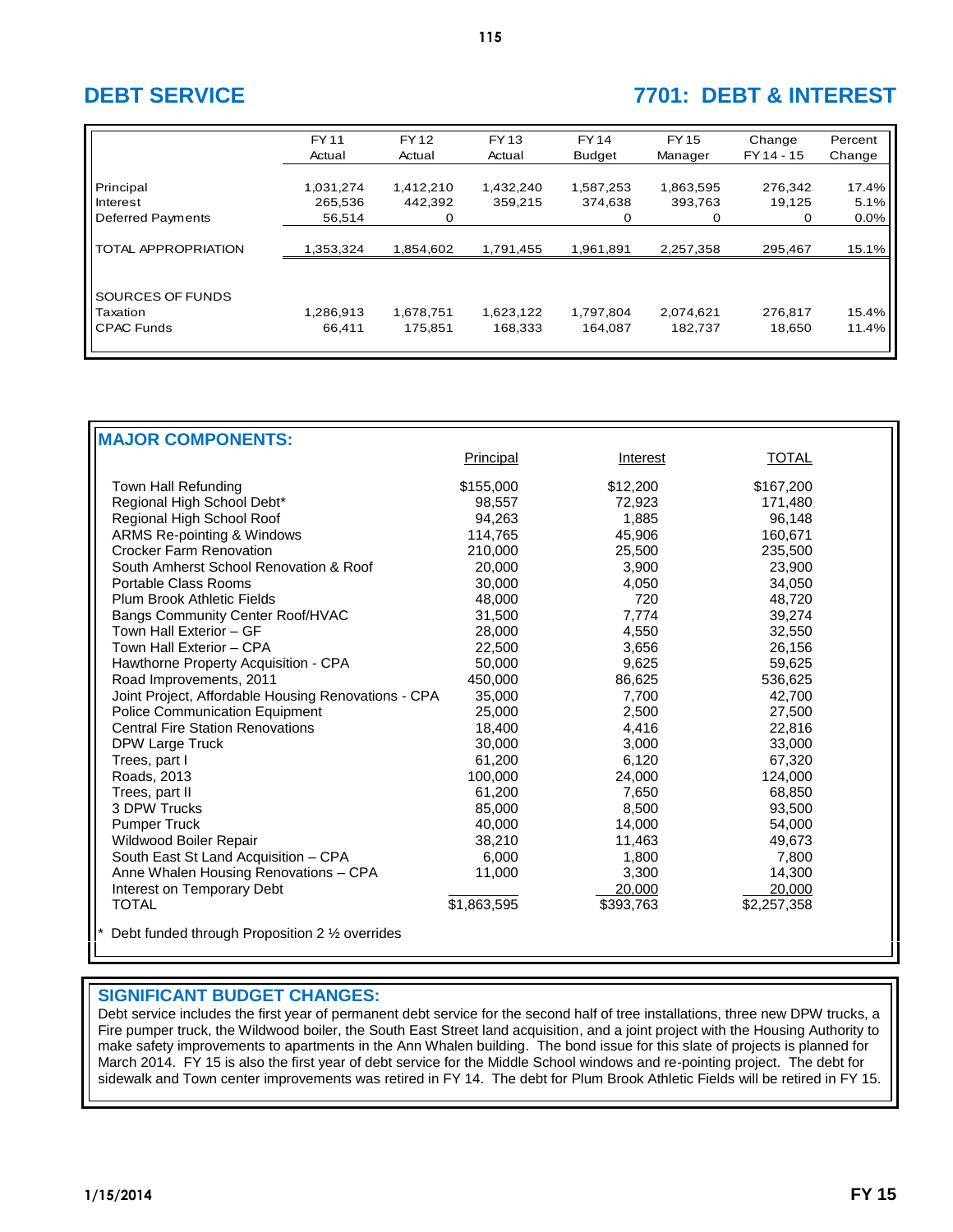# DEBT SERVICE

# 7701: DEBT & INTEREST

| | FY 11 Actual | FY 12 Actual | FY 13 Actual | FY 14 Budget | FY 15 Manager | Change FY 14 - 15 | Percent Change |
|---|---|---|---|---|---|---|---|
| Principal | 1,031,274 | 1,412,210 | 1,432,240 | 1,587,253 | 1,863,595 | 276,342 | 17.4% |
| Interest | 265,536 | 442,392 | 359,215 | 374,638 | 393,763 | 19,125 | 5.1% |
| Deferred Payments | 56,514 | 0 | | 0 | 0 | 0 | 0.0% |
| TOTAL APPROPRIATION | 1,353,324 | 1,854,602 | 1,791,455 | 1,961,891 | 2,257,358 | 295,467 | 15.1% |
| SOURCES OF FUNDS | | | | | | | |
| Taxation | 1,286,913 | 1,678,751 | 1,623,122 | 1,797,804 | 2,074,621 | 276,817 | 15.4% |
| CPAC Funds | 66,411 | 175,851 | 168,333 | 164,087 | 182,737 | 18,650 | 11.4% |

## MAJOR COMPONENTS:

| | Principal | Interest | TOTAL |
|---|---|---|---|
| Town Hall Refunding | $155,000 | $12,200 | $167,200 |
| Regional High School Debt* | 98,557 | 72,923 | 171,480 |
| Regional High School Roof | 94,263 | 1,885 | 96,148 |
| ARMS Re-pointing & Windows | 114,765 | 45,906 | 160,671 |
| Crocker Farm Renovation | 210,000 | 25,500 | 235,500 |
| South Amherst School Renovation & Roof | 20,000 | 3,900 | 23,900 |
| Portable Class Rooms | 30,000 | 4,050 | 34,050 |
| Plum Brook Athletic Fields | 48,000 | 720 | 48,720 |
| Bangs Community Center Roof/HVAC | 31,500 | 7,774 | 39,274 |
| Town Hall Exterior – GF | 28,000 | 4,550 | 32,550 |
| Town Hall Exterior – CPA | 22,500 | 3,656 | 26,156 |
| Hawthorne Property Acquisition - CPA | 50,000 | 9,625 | 59,625 |
| Road Improvements, 2011 | 450,000 | 86,625 | 536,625 |
| Joint Project, Affordable Housing Renovations - CPA | 35,000 | 7,700 | 42,700 |
| Police Communication Equipment | 25,000 | 2,500 | 27,500 |
| Central Fire Station Renovations | 18,400 | 4,416 | 22,816 |
| DPW Large Truck | 30,000 | 3,000 | 33,000 |
| Trees, part I | 61,200 | 6,120 | 67,320 |
| Roads, 2013 | 100,000 | 24,000 | 124,000 |
| Trees, part II | 61,200 | 7,650 | 68,850 |
| 3 DPW Trucks | 85,000 | 8,500 | 93,500 |
| Pumper Truck | 40,000 | 14,000 | 54,000 |
| Wildwood Boiler Repair | 38,210 | 11,463 | 49,673 |
| South East St Land Acquisition – CPA | 6,000 | 1,800 | 7,800 |
| Anne Whalen Housing Renovations – CPA | 11,000 | 3,300 | 14,300 |
| Interest on Temporary Debt | | 20,000 | 20,000 |
| TOTAL | $1,863,595 | $393,763 | $2,257,358 |

* Debt funded through Proposition 2 ½ overrides

## SIGNIFICANT BUDGET CHANGES:

Debt service includes the first year of permanent debt service for the second half of tree installations, three new DPW trucks, a Fire pumper truck, the Wildwood boiler, the South East Street land acquisition, and a joint project with the Housing Authority to make safety improvements to apartments in the Ann Whalen building. The bond issue for this slate of projects is planned for March 2014. FY 15 is also the first year of debt service for the Middle School windows and re-pointing project. The debt for sidewalk and Town center improvements was retired in FY 14. The debt for Plum Brook Athletic Fields will be retired in FY 15.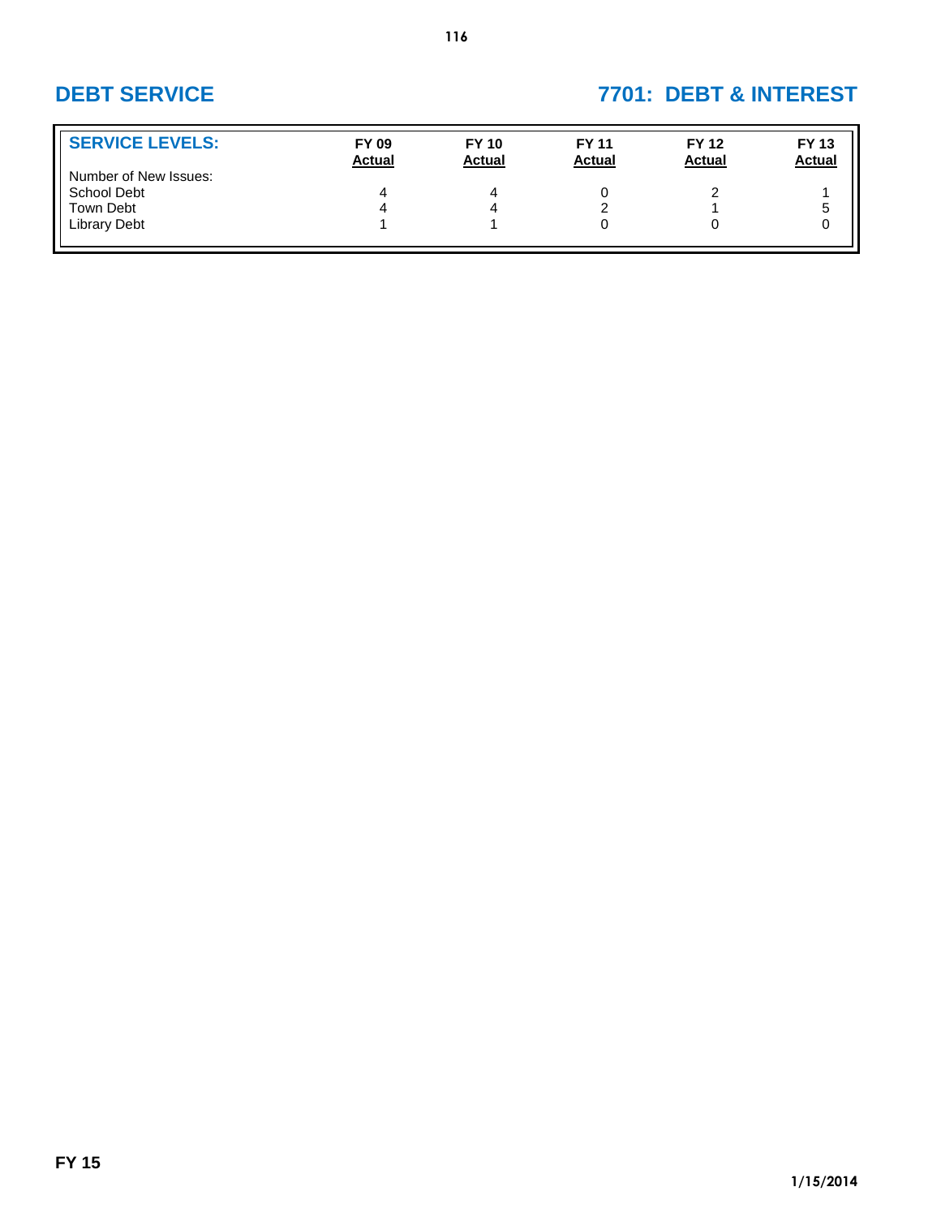# DEBT SERVICE

# 7701: DEBT & INTEREST

| SERVICE LEVELS: | FY 09 Actual | FY 10 Actual | FY 11 Actual | FY 12 Actual | FY 13 Actual |
|---|---|---|---|---|---|
| Number of New Issues: | | | | | |
| School Debt | 4 | 4 | 0 | 2 | 1 |
| Town Debt | 4 | 4 | 2 | 1 | 5 |
| Library Debt | 1 | 1 | 0 | 0 | 0 |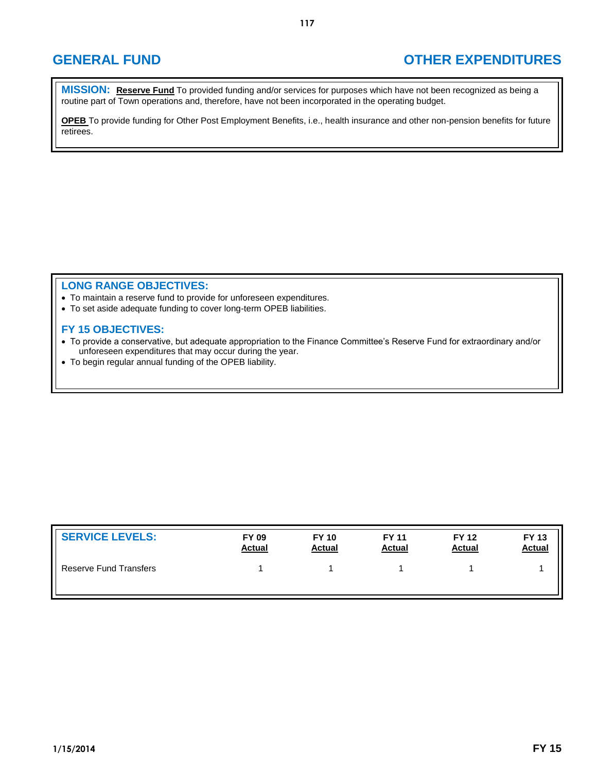## GENERAL FUND

## OTHER EXPENDITURES

**MISSION:** **Reserve Fund** To provided funding and/or services for purposes which have not been recognized as being a routine part of Town operations and, therefore, have not been incorporated in the operating budget.

**OPEB** To provide funding for Other Post Employment Benefits, i.e., health insurance and other non-pension benefits for future retirees.

### LONG RANGE OBJECTIVES:

- To maintain a reserve fund to provide for unforeseen expenditures.
- To set aside adequate funding to cover long-term OPEB liabilities.

### FY 15 OBJECTIVES:

- To provide a conservative, but adequate appropriation to the Finance Committee's Reserve Fund for extraordinary and/or unforeseen expenditures that may occur during the year.
- To begin regular annual funding of the OPEB liability.

| SERVICE LEVELS: | FY 09 Actual | FY 10 Actual | FY 11 Actual | FY 12 Actual | FY 13 Actual |
|---|---|---|---|---|---|
| Reserve Fund Transfers | 1 | 1 | 1 | 1 | 1 |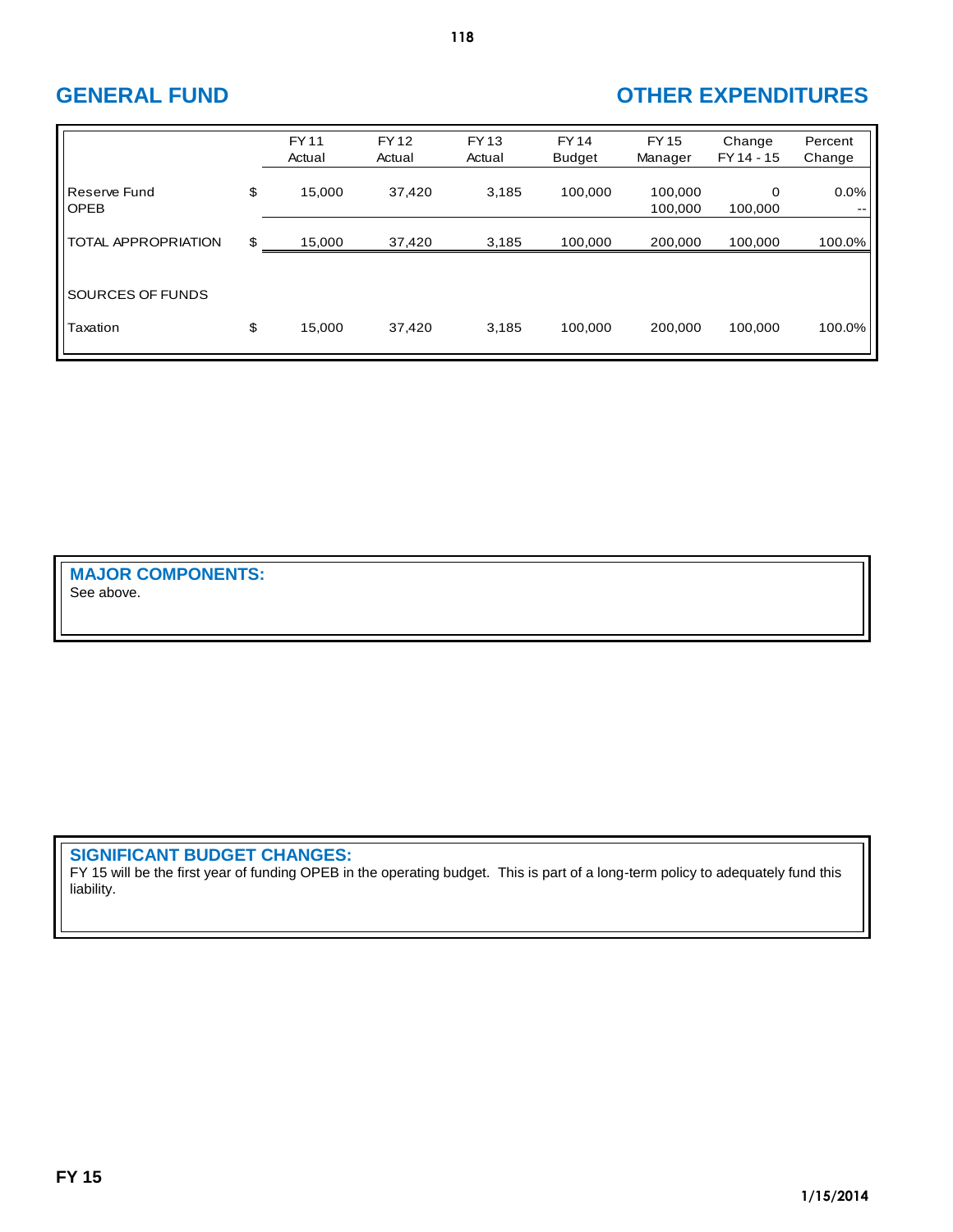## GENERAL FUND

## OTHER EXPENDITURES

| | | FY 11 Actual | FY 12 Actual | FY 13 Actual | FY 14 Budget | FY 15 Manager | Change FY 14 - 15 | Percent Change |
|---|---|---|---|---|---|---|---|---|
| Reserve Fund | $ | 15,000 | 37,420 | 3,185 | 100,000 | 100,000 | 0 | 0.0% |
| OPEB | | | | | | 100,000 | 100,000 | -- |
| TOTAL APPROPRIATION | $ | 15,000 | 37,420 | 3,185 | 100,000 | 200,000 | 100,000 | 100.0% |
| SOURCES OF FUNDS | | | | | | | | |
| Taxation | $ | 15,000 | 37,420 | 3,185 | 100,000 | 200,000 | 100,000 | 100.0% |

### MAJOR COMPONENTS:

See above.

### SIGNIFICANT BUDGET CHANGES:

FY 15 will be the first year of funding OPEB in the operating budget. This is part of a long-term policy to adequately fund this liability.

FY 15

1/15/2014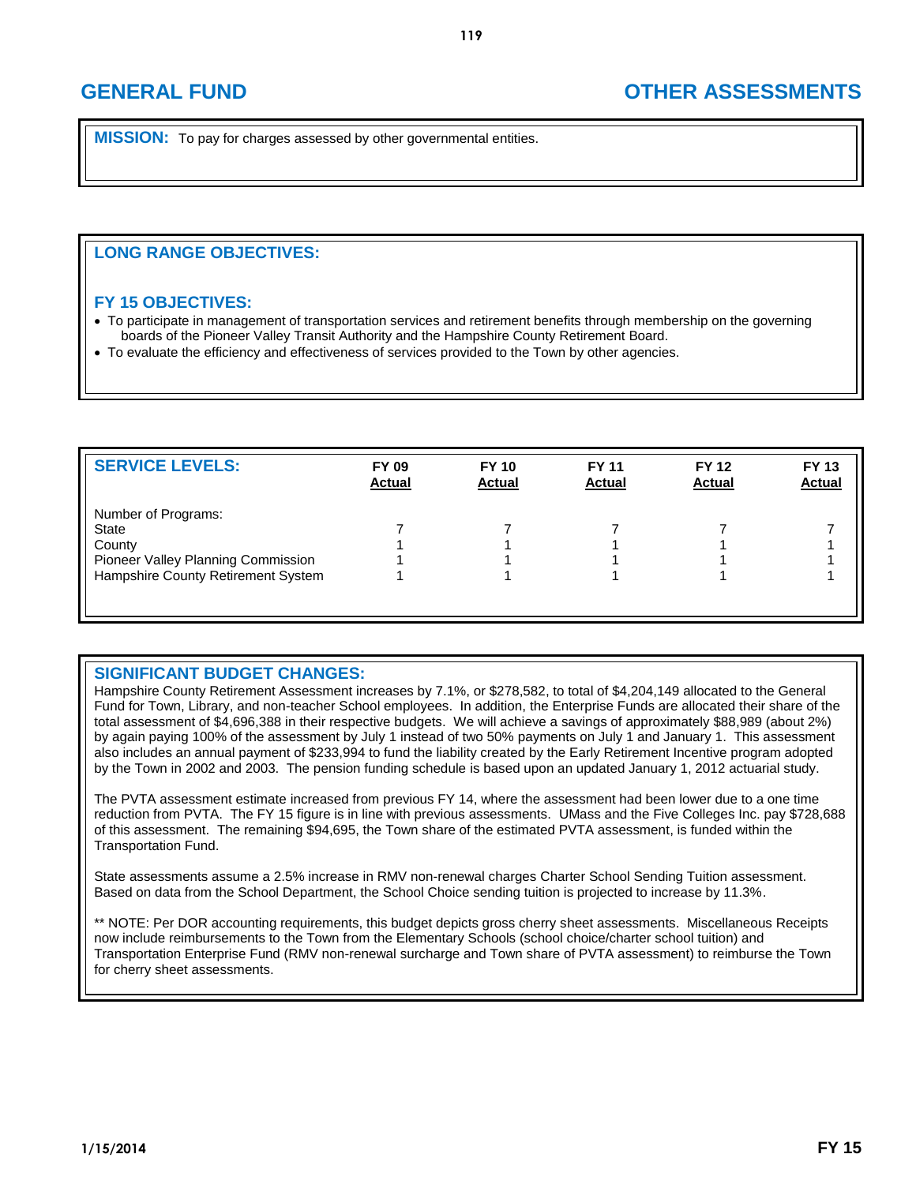# GENERAL FUND

# OTHER ASSESSMENTS

**MISSION:** To pay for charges assessed by other governmental entities.

## LONG RANGE OBJECTIVES:

## FY 15 OBJECTIVES:

- To participate in management of transportation services and retirement benefits through membership on the governing boards of the Pioneer Valley Transit Authority and the Hampshire County Retirement Board.
- To evaluate the efficiency and effectiveness of services provided to the Town by other agencies.

## SERVICE LEVELS:

| | FY 09 Actual | FY 10 Actual | FY 11 Actual | FY 12 Actual | FY 13 Actual |
|---|---|---|---|---|---|
| Number of Programs: | | | | | |
| State | 7 | 7 | 7 | 7 | 7 |
| County | 1 | 1 | 1 | 1 | 1 |
| Pioneer Valley Planning Commission | 1 | 1 | 1 | 1 | 1 |
| Hampshire County Retirement System | 1 | 1 | 1 | 1 | 1 |

## SIGNIFICANT BUDGET CHANGES:

Hampshire County Retirement Assessment increases by 7.1%, or $278,582, to total of $4,204,149 allocated to the General Fund for Town, Library, and non-teacher School employees. In addition, the Enterprise Funds are allocated their share of the total assessment of $4,696,388 in their respective budgets. We will achieve a savings of approximately $88,989 (about 2%) by again paying 100% of the assessment by July 1 instead of two 50% payments on July 1 and January 1. This assessment also includes an annual payment of $233,994 to fund the liability created by the Early Retirement Incentive program adopted by the Town in 2002 and 2003. The pension funding schedule is based upon an updated January 1, 2012 actuarial study.

The PVTA assessment estimate increased from previous FY 14, where the assessment had been lower due to a one time reduction from PVTA. The FY 15 figure is in line with previous assessments. UMass and the Five Colleges Inc. pay $728,688 of this assessment. The remaining $94,695, the Town share of the estimated PVTA assessment, is funded within the Transportation Fund.

State assessments assume a 2.5% increase in RMV non-renewal charges Charter School Sending Tuition assessment. Based on data from the School Department, the School Choice sending tuition is projected to increase by 11.3%.

** NOTE: Per DOR accounting requirements, this budget depicts gross cherry sheet assessments. Miscellaneous Receipts now include reimbursements to the Town from the Elementary Schools (school choice/charter school tuition) and Transportation Enterprise Fund (RMV non-renewal surcharge and Town share of PVTA assessment) to reimburse the Town for cherry sheet assessments.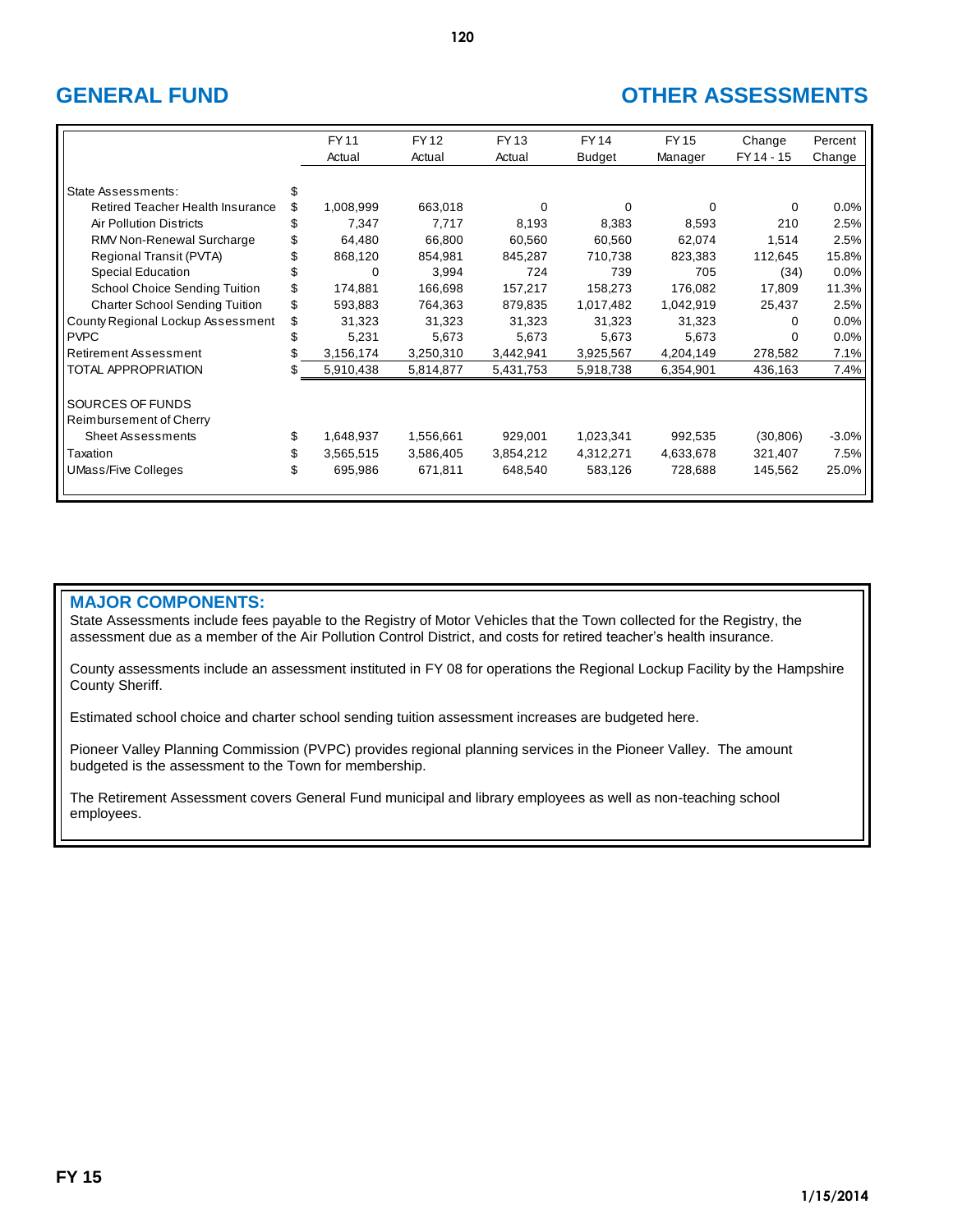## GENERAL FUND

## OTHER ASSESSMENTS

| | | FY 11 Actual | FY 12 Actual | FY 13 Actual | FY 14 Budget | FY 15 Manager | Change FY 14 - 15 | Percent Change |
|---|---|---|---|---|---|---|---|---|
| State Assessments: | $ | | | | | | | |
| Retired Teacher Health Insurance | $ | 1,008,999 | 663,018 | 0 | 0 | 0 | 0 | 0.0% |
| Air Pollution Districts | $ | 7,347 | 7,717 | 8,193 | 8,383 | 8,593 | 210 | 2.5% |
| RMV Non-Renewal Surcharge | $ | 64,480 | 66,800 | 60,560 | 60,560 | 62,074 | 1,514 | 2.5% |
| Regional Transit (PVTA) | $ | 868,120 | 854,981 | 845,287 | 710,738 | 823,383 | 112,645 | 15.8% |
| Special Education | $ | 0 | 3,994 | 724 | 739 | 705 | (34) | 0.0% |
| School Choice Sending Tuition | $ | 174,881 | 166,698 | 157,217 | 158,273 | 176,082 | 17,809 | 11.3% |
| Charter School Sending Tuition | $ | 593,883 | 764,363 | 879,835 | 1,017,482 | 1,042,919 | 25,437 | 2.5% |
| County Regional Lockup Assessment | $ | 31,323 | 31,323 | 31,323 | 31,323 | 31,323 | 0 | 0.0% |
| PVPC | $ | 5,231 | 5,673 | 5,673 | 5,673 | 5,673 | 0 | 0.0% |
| Retirement Assessment | $ | 3,156,174 | 3,250,310 | 3,442,941 | 3,925,567 | 4,204,149 | 278,582 | 7.1% |
| TOTAL APPROPRIATION | $ | 5,910,438 | 5,814,877 | 5,431,753 | 5,918,738 | 6,354,901 | 436,163 | 7.4% |
| | | | | | | | | |
| SOURCES OF FUNDS | | | | | | | | |
| Reimbursement of Cherry Sheet Assessments | $ | 1,648,937 | 1,556,661 | 929,001 | 1,023,341 | 992,535 | (30,806) | -3.0% |
| Taxation | $ | 3,565,515 | 3,586,405 | 3,854,212 | 4,312,271 | 4,633,678 | 321,407 | 7.5% |
| UMass/Five Colleges | $ | 695,986 | 671,811 | 648,540 | 583,126 | 728,688 | 145,562 | 25.0% |

### MAJOR COMPONENTS:

State Assessments include fees payable to the Registry of Motor Vehicles that the Town collected for the Registry, the assessment due as a member of the Air Pollution Control District, and costs for retired teacher's health insurance.

County assessments include an assessment instituted in FY 08 for operations the Regional Lockup Facility by the Hampshire County Sheriff.

Estimated school choice and charter school sending tuition assessment increases are budgeted here.

Pioneer Valley Planning Commission (PVPC) provides regional planning services in the Pioneer Valley. The amount budgeted is the assessment to the Town for membership.

The Retirement Assessment covers General Fund municipal and library employees as well as non-teaching school employees.